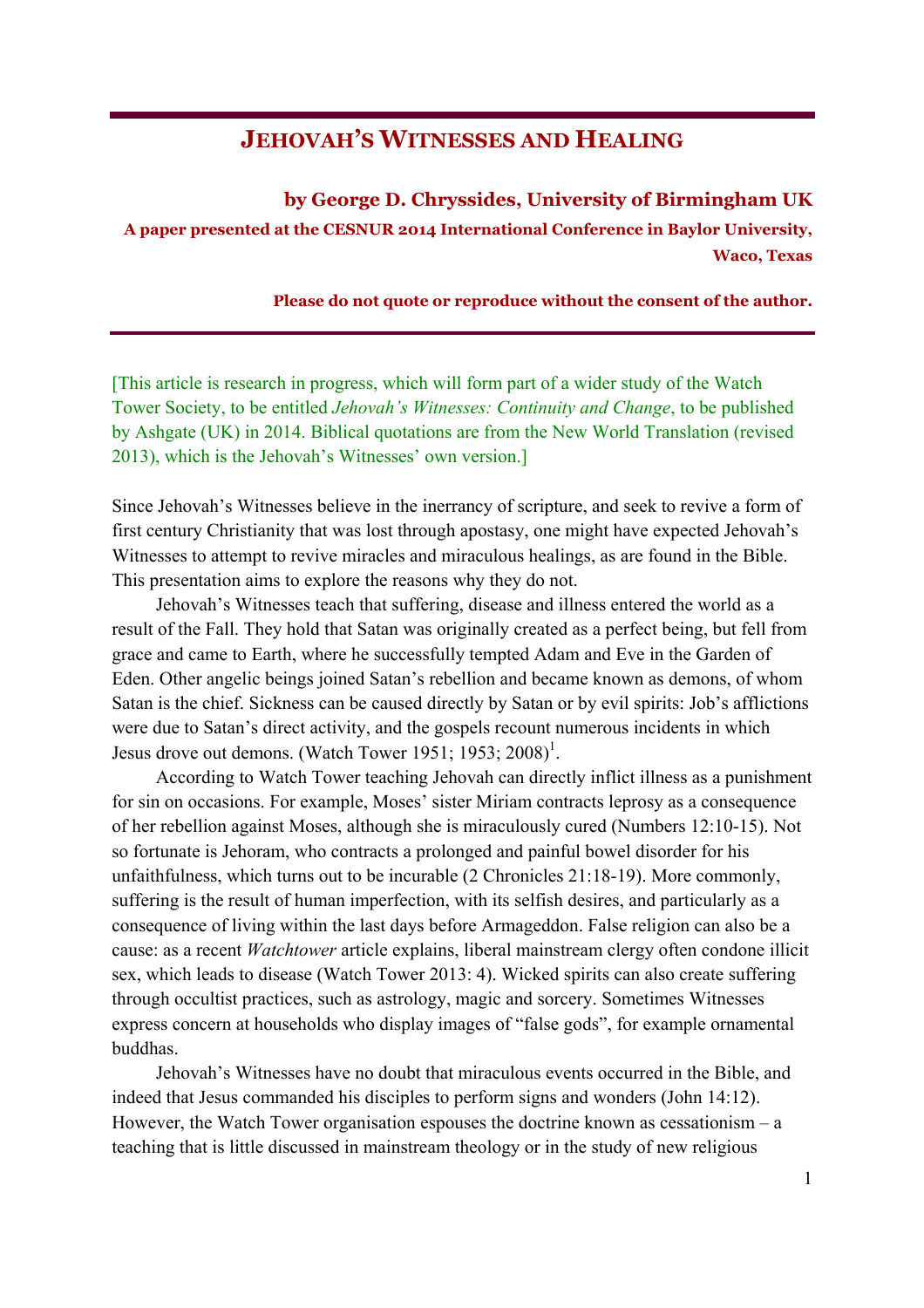# Jehovah's Witnesses and Healing

**by George D. Chryssides, University of Birmingham UK**

**A paper presented at the CESNUR 2014 International Conference in Baylor University, Waco, Texas**

**Please do not quote or reproduce without the consent of the author.**

---

[This article is research in progress, which will form part of a wider study of the Watch Tower Society, to be entitled *Jehovah's Witnesses: Continuity and Change*, to be published by Ashgate (UK) in 2014. Biblical quotations are from the New World Translation (revised 2013), which is the Jehovah's Witnesses' own version.]

Since Jehovah's Witnesses believe in the inerrancy of scripture, and seek to revive a form of first century Christianity that was lost through apostasy, one might have expected Jehovah's Witnesses to attempt to revive miracles and miraculous healings, as are found in the Bible. This presentation aims to explore the reasons why they do not.

Jehovah's Witnesses teach that suffering, disease and illness entered the world as a result of the Fall. They hold that Satan was originally created as a perfect being, but fell from grace and came to Earth, where he successfully tempted Adam and Eve in the Garden of Eden. Other angelic beings joined Satan's rebellion and became known as demons, of whom Satan is the chief. Sickness can be caused directly by Satan or by evil spirits: Job's afflictions were due to Satan's direct activity, and the gospels recount numerous incidents in which Jesus drove out demons. (Watch Tower 1951; 1953; 2008)[1].

According to Watch Tower teaching Jehovah can directly inflict illness as a punishment for sin on occasions. For example, Moses' sister Miriam contracts leprosy as a consequence of her rebellion against Moses, although she is miraculously cured (Numbers 12:10-15). Not so fortunate is Jehoram, who contracts a prolonged and painful bowel disorder for his unfaithfulness, which turns out to be incurable (2 Chronicles 21:18-19). More commonly, suffering is the result of human imperfection, with its selfish desires, and particularly as a consequence of living within the last days before Armageddon. False religion can also be a cause: as a recent *Watchtower* article explains, liberal mainstream clergy often condone illicit sex, which leads to disease (Watch Tower 2013: 4). Wicked spirits can also create suffering through occultist practices, such as astrology, magic and sorcery. Sometimes Witnesses express concern at households who display images of "false gods", for example ornamental buddhas.

Jehovah's Witnesses have no doubt that miraculous events occurred in the Bible, and indeed that Jesus commanded his disciples to perform signs and wonders (John 14:12). However, the Watch Tower organisation espouses the doctrine known as cessationism – a teaching that is little discussed in mainstream theology or in the study of new religious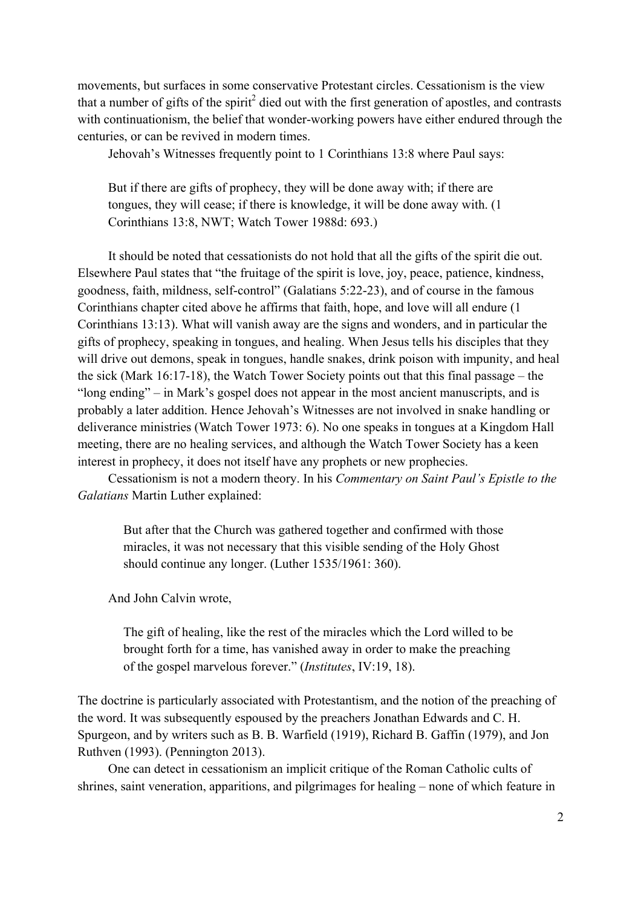movements, but surfaces in some conservative Protestant circles. Cessationism is the view that a number of gifts of the spirit[2] died out with the first generation of apostles, and contrasts with continuationism, the belief that wonder-working powers have either endured through the centuries, or can be revived in modern times.

Jehovah's Witnesses frequently point to 1 Corinthians 13:8 where Paul says:

> But if there are gifts of prophecy, they will be done away with; if there are tongues, they will cease; if there is knowledge, it will be done away with. (1 Corinthians 13:8, NWT; Watch Tower 1988d: 693.)

It should be noted that cessationists do not hold that all the gifts of the spirit die out. Elsewhere Paul states that "the fruitage of the spirit is love, joy, peace, patience, kindness, goodness, faith, mildness, self-control" (Galatians 5:22-23), and of course in the famous Corinthians chapter cited above he affirms that faith, hope, and love will all endure (1 Corinthians 13:13). What will vanish away are the signs and wonders, and in particular the gifts of prophecy, speaking in tongues, and healing. When Jesus tells his disciples that they will drive out demons, speak in tongues, handle snakes, drink poison with impunity, and heal the sick (Mark 16:17-18), the Watch Tower Society points out that this final passage – the "long ending" – in Mark's gospel does not appear in the most ancient manuscripts, and is probably a later addition. Hence Jehovah's Witnesses are not involved in snake handling or deliverance ministries (Watch Tower 1973: 6). No one speaks in tongues at a Kingdom Hall meeting, there are no healing services, and although the Watch Tower Society has a keen interest in prophecy, it does not itself have any prophets or new prophecies.

Cessationism is not a modern theory. In his *Commentary on Saint Paul's Epistle to the Galatians* Martin Luther explained:

> But after that the Church was gathered together and confirmed with those miracles, it was not necessary that this visible sending of the Holy Ghost should continue any longer. (Luther 1535/1961: 360).

And John Calvin wrote,

> The gift of healing, like the rest of the miracles which the Lord willed to be brought forth for a time, has vanished away in order to make the preaching of the gospel marvelous forever." (*Institutes*, IV:19, 18).

The doctrine is particularly associated with Protestantism, and the notion of the preaching of the word. It was subsequently espoused by the preachers Jonathan Edwards and C. H. Spurgeon, and by writers such as B. B. Warfield (1919), Richard B. Gaffin (1979), and Jon Ruthven (1993). (Pennington 2013).

One can detect in cessationism an implicit critique of the Roman Catholic cults of shrines, saint veneration, apparitions, and pilgrimages for healing – none of which feature in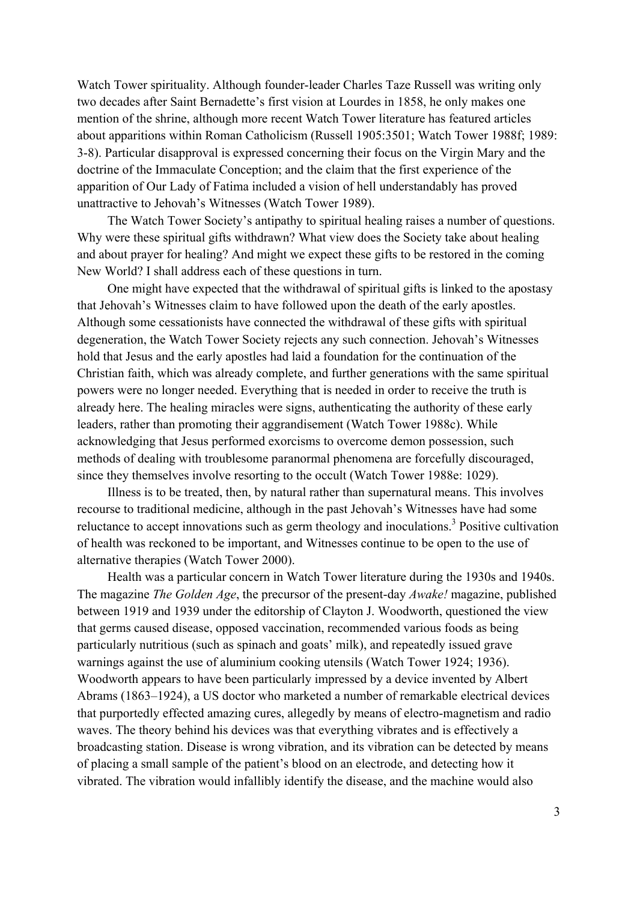Watch Tower spirituality. Although founder-leader Charles Taze Russell was writing only two decades after Saint Bernadette's first vision at Lourdes in 1858, he only makes one mention of the shrine, although more recent Watch Tower literature has featured articles about apparitions within Roman Catholicism (Russell 1905:3501; Watch Tower 1988f; 1989: 3-8). Particular disapproval is expressed concerning their focus on the Virgin Mary and the doctrine of the Immaculate Conception; and the claim that the first experience of the apparition of Our Lady of Fatima included a vision of hell understandably has proved unattractive to Jehovah's Witnesses (Watch Tower 1989).

The Watch Tower Society's antipathy to spiritual healing raises a number of questions. Why were these spiritual gifts withdrawn? What view does the Society take about healing and about prayer for healing? And might we expect these gifts to be restored in the coming New World? I shall address each of these questions in turn.

One might have expected that the withdrawal of spiritual gifts is linked to the apostasy that Jehovah's Witnesses claim to have followed upon the death of the early apostles. Although some cessationists have connected the withdrawal of these gifts with spiritual degeneration, the Watch Tower Society rejects any such connection. Jehovah's Witnesses hold that Jesus and the early apostles had laid a foundation for the continuation of the Christian faith, which was already complete, and further generations with the same spiritual powers were no longer needed. Everything that is needed in order to receive the truth is already here. The healing miracles were signs, authenticating the authority of these early leaders, rather than promoting their aggrandisement (Watch Tower 1988c). While acknowledging that Jesus performed exorcisms to overcome demon possession, such methods of dealing with troublesome paranormal phenomena are forcefully discouraged, since they themselves involve resorting to the occult (Watch Tower 1988e: 1029).

Illness is to be treated, then, by natural rather than supernatural means. This involves recourse to traditional medicine, although in the past Jehovah's Witnesses have had some reluctance to accept innovations such as germ theology and inoculations.[3] Positive cultivation of health was reckoned to be important, and Witnesses continue to be open to the use of alternative therapies (Watch Tower 2000).

Health was a particular concern in Watch Tower literature during the 1930s and 1940s. The magazine *The Golden Age*, the precursor of the present-day *Awake!* magazine, published between 1919 and 1939 under the editorship of Clayton J. Woodworth, questioned the view that germs caused disease, opposed vaccination, recommended various foods as being particularly nutritious (such as spinach and goats' milk), and repeatedly issued grave warnings against the use of aluminium cooking utensils (Watch Tower 1924; 1936). Woodworth appears to have been particularly impressed by a device invented by Albert Abrams (1863–1924), a US doctor who marketed a number of remarkable electrical devices that purportedly effected amazing cures, allegedly by means of electro-magnetism and radio waves. The theory behind his devices was that everything vibrates and is effectively a broadcasting station. Disease is wrong vibration, and its vibration can be detected by means of placing a small sample of the patient's blood on an electrode, and detecting how it vibrated. The vibration would infallibly identify the disease, and the machine would also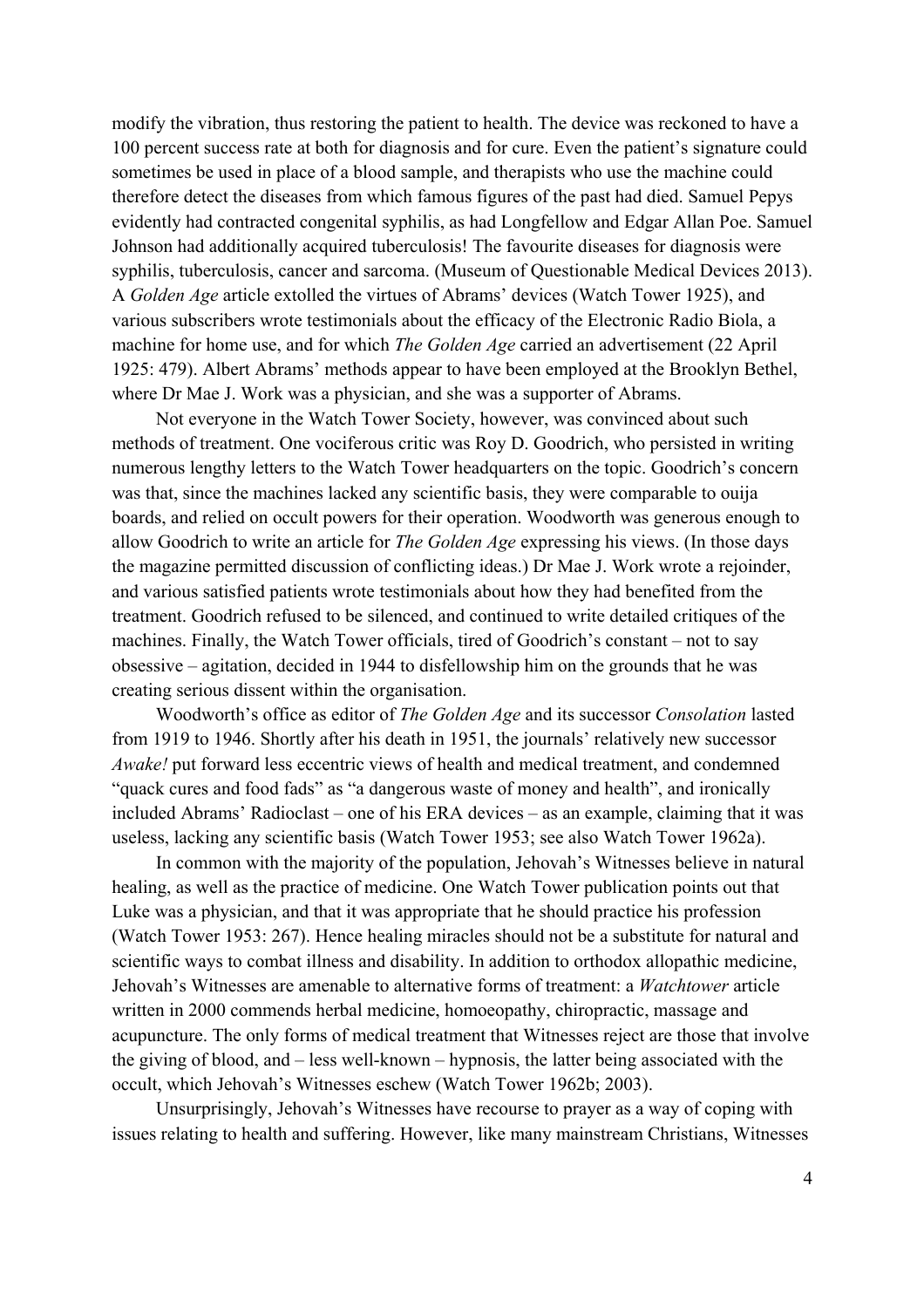modify the vibration, thus restoring the patient to health. The device was reckoned to have a 100 percent success rate at both for diagnosis and for cure. Even the patient's signature could sometimes be used in place of a blood sample, and therapists who use the machine could therefore detect the diseases from which famous figures of the past had died. Samuel Pepys evidently had contracted congenital syphilis, as had Longfellow and Edgar Allan Poe. Samuel Johnson had additionally acquired tuberculosis! The favourite diseases for diagnosis were syphilis, tuberculosis, cancer and sarcoma. (Museum of Questionable Medical Devices 2013). A *Golden Age* article extolled the virtues of Abrams' devices (Watch Tower 1925), and various subscribers wrote testimonials about the efficacy of the Electronic Radio Biola, a machine for home use, and for which *The Golden Age* carried an advertisement (22 April 1925: 479). Albert Abrams' methods appear to have been employed at the Brooklyn Bethel, where Dr Mae J. Work was a physician, and she was a supporter of Abrams.

Not everyone in the Watch Tower Society, however, was convinced about such methods of treatment. One vociferous critic was Roy D. Goodrich, who persisted in writing numerous lengthy letters to the Watch Tower headquarters on the topic. Goodrich's concern was that, since the machines lacked any scientific basis, they were comparable to ouija boards, and relied on occult powers for their operation. Woodworth was generous enough to allow Goodrich to write an article for *The Golden Age* expressing his views. (In those days the magazine permitted discussion of conflicting ideas.) Dr Mae J. Work wrote a rejoinder, and various satisfied patients wrote testimonials about how they had benefited from the treatment. Goodrich refused to be silenced, and continued to write detailed critiques of the machines. Finally, the Watch Tower officials, tired of Goodrich's constant – not to say obsessive – agitation, decided in 1944 to disfellowship him on the grounds that he was creating serious dissent within the organisation.

Woodworth's office as editor of *The Golden Age* and its successor *Consolation* lasted from 1919 to 1946. Shortly after his death in 1951, the journals' relatively new successor *Awake!* put forward less eccentric views of health and medical treatment, and condemned "quack cures and food fads" as "a dangerous waste of money and health", and ironically included Abrams' Radioclast – one of his ERA devices – as an example, claiming that it was useless, lacking any scientific basis (Watch Tower 1953; see also Watch Tower 1962a).

In common with the majority of the population, Jehovah's Witnesses believe in natural healing, as well as the practice of medicine. One Watch Tower publication points out that Luke was a physician, and that it was appropriate that he should practice his profession (Watch Tower 1953: 267). Hence healing miracles should not be a substitute for natural and scientific ways to combat illness and disability. In addition to orthodox allopathic medicine, Jehovah's Witnesses are amenable to alternative forms of treatment: a *Watchtower* article written in 2000 commends herbal medicine, homoeopathy, chiropractic, massage and acupuncture. The only forms of medical treatment that Witnesses reject are those that involve the giving of blood, and – less well-known – hypnosis, the latter being associated with the occult, which Jehovah's Witnesses eschew (Watch Tower 1962b; 2003).

Unsurprisingly, Jehovah's Witnesses have recourse to prayer as a way of coping with issues relating to health and suffering. However, like many mainstream Christians, Witnesses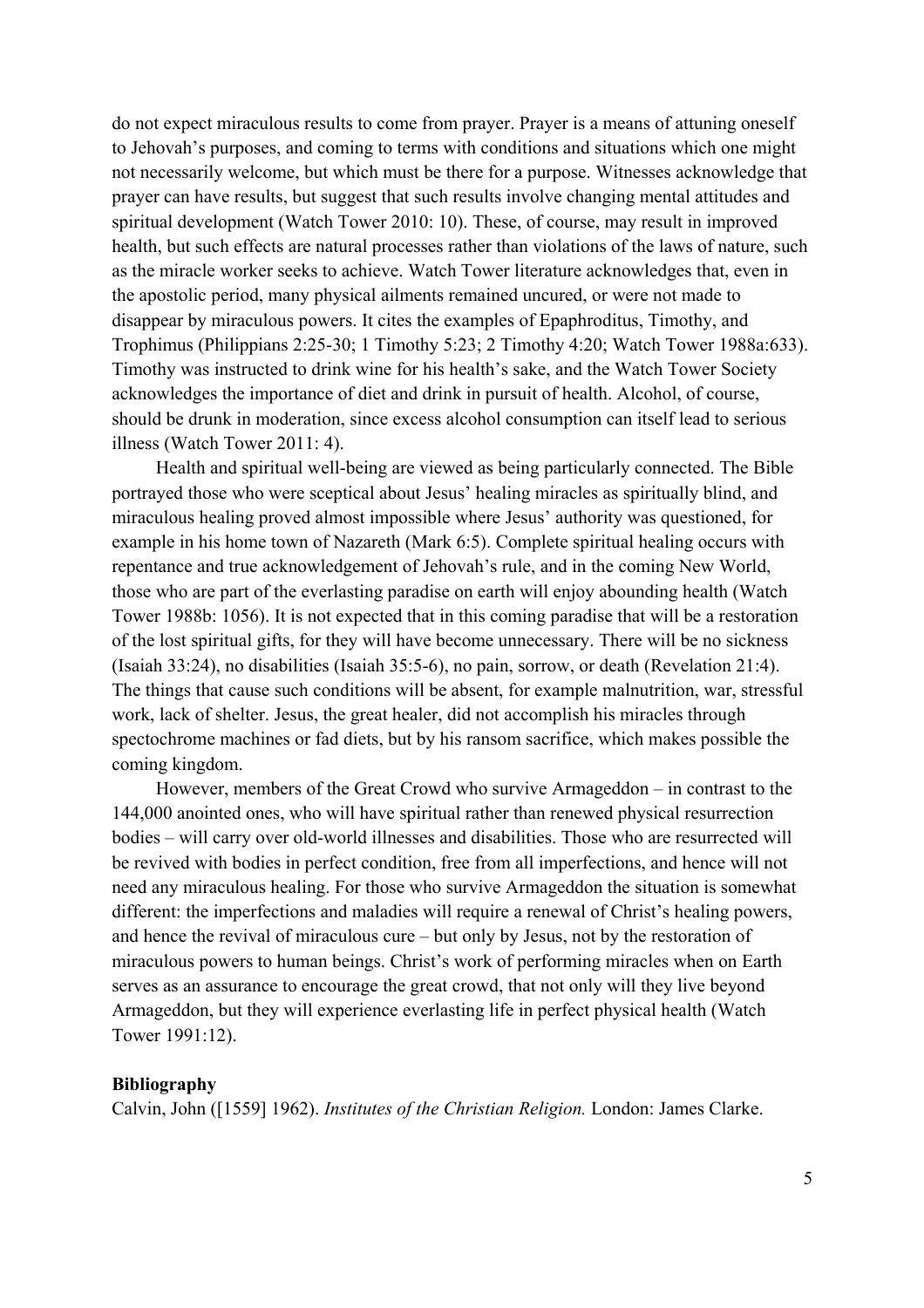do not expect miraculous results to come from prayer. Prayer is a means of attuning oneself to Jehovah's purposes, and coming to terms with conditions and situations which one might not necessarily welcome, but which must be there for a purpose. Witnesses acknowledge that prayer can have results, but suggest that such results involve changing mental attitudes and spiritual development (Watch Tower 2010: 10). These, of course, may result in improved health, but such effects are natural processes rather than violations of the laws of nature, such as the miracle worker seeks to achieve. Watch Tower literature acknowledges that, even in the apostolic period, many physical ailments remained uncured, or were not made to disappear by miraculous powers. It cites the examples of Epaphroditus, Timothy, and Trophimus (Philippians 2:25-30; 1 Timothy 5:23; 2 Timothy 4:20; Watch Tower 1988a:633). Timothy was instructed to drink wine for his health's sake, and the Watch Tower Society acknowledges the importance of diet and drink in pursuit of health. Alcohol, of course, should be drunk in moderation, since excess alcohol consumption can itself lead to serious illness (Watch Tower 2011: 4).

Health and spiritual well-being are viewed as being particularly connected. The Bible portrayed those who were sceptical about Jesus' healing miracles as spiritually blind, and miraculous healing proved almost impossible where Jesus' authority was questioned, for example in his home town of Nazareth (Mark 6:5). Complete spiritual healing occurs with repentance and true acknowledgement of Jehovah's rule, and in the coming New World, those who are part of the everlasting paradise on earth will enjoy abounding health (Watch Tower 1988b: 1056). It is not expected that in this coming paradise that will be a restoration of the lost spiritual gifts, for they will have become unnecessary. There will be no sickness (Isaiah 33:24), no disabilities (Isaiah 35:5-6), no pain, sorrow, or death (Revelation 21:4). The things that cause such conditions will be absent, for example malnutrition, war, stressful work, lack of shelter. Jesus, the great healer, did not accomplish his miracles through spectochrome machines or fad diets, but by his ransom sacrifice, which makes possible the coming kingdom.

However, members of the Great Crowd who survive Armageddon – in contrast to the 144,000 anointed ones, who will have spiritual rather than renewed physical resurrection bodies – will carry over old-world illnesses and disabilities. Those who are resurrected will be revived with bodies in perfect condition, free from all imperfections, and hence will not need any miraculous healing. For those who survive Armageddon the situation is somewhat different: the imperfections and maladies will require a renewal of Christ's healing powers, and hence the revival of miraculous cure – but only by Jesus, not by the restoration of miraculous powers to human beings. Christ's work of performing miracles when on Earth serves as an assurance to encourage the great crowd, that not only will they live beyond Armageddon, but they will experience everlasting life in perfect physical health (Watch Tower 1991:12).

**Bibliography**

Calvin, John ([1559] 1962). *Institutes of the Christian Religion.* London: James Clarke.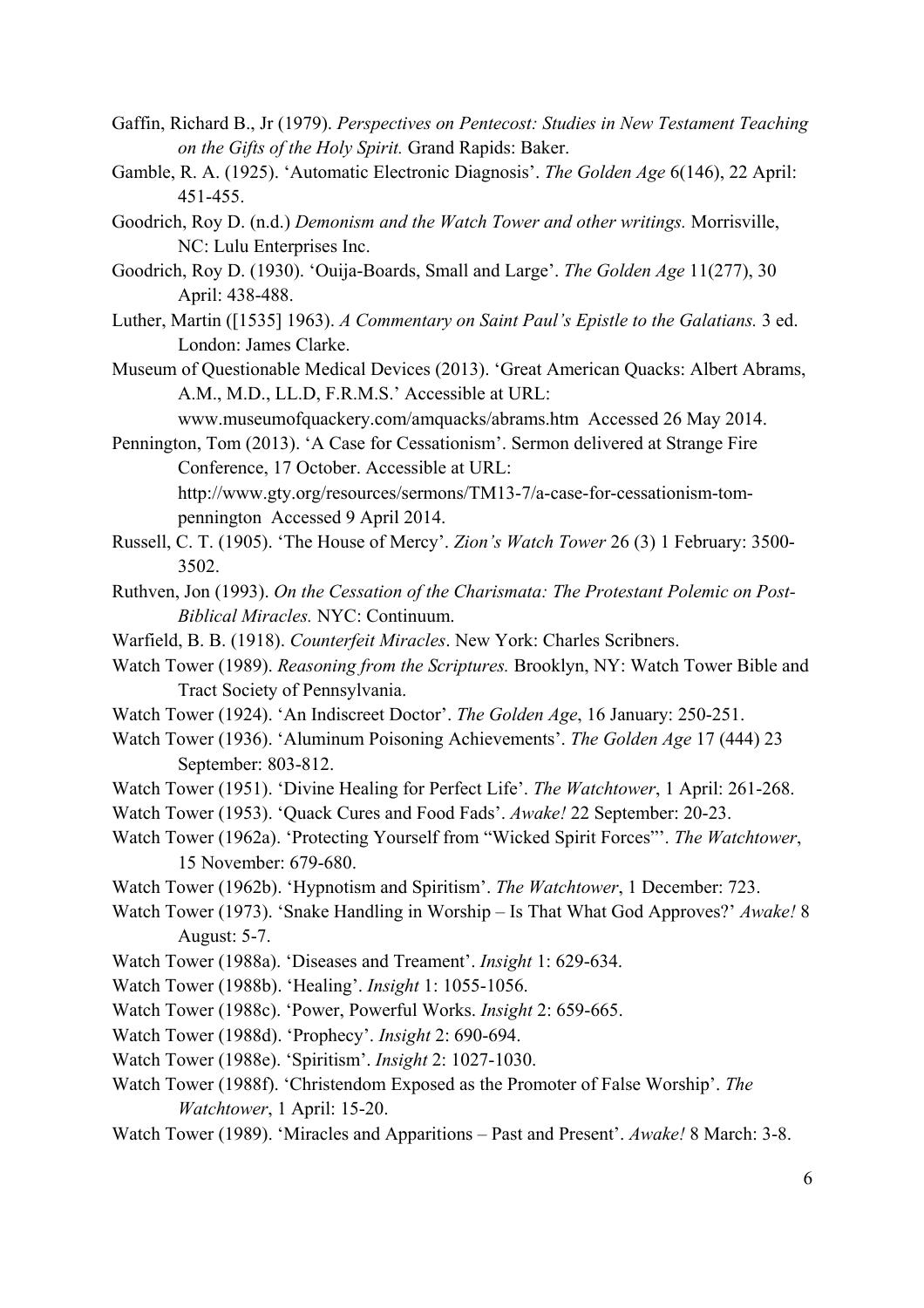Gaffin, Richard B., Jr (1979). *Perspectives on Pentecost: Studies in New Testament Teaching on the Gifts of the Holy Spirit.* Grand Rapids: Baker.

Gamble, R. A. (1925). 'Automatic Electronic Diagnosis'. *The Golden Age* 6(146), 22 April: 451-455.

Goodrich, Roy D. (n.d.) *Demonism and the Watch Tower and other writings.* Morrisville, NC: Lulu Enterprises Inc.

Goodrich, Roy D. (1930). 'Ouija-Boards, Small and Large'. *The Golden Age* 11(277), 30 April: 438-488.

Luther, Martin ([1535] 1963). *A Commentary on Saint Paul's Epistle to the Galatians.* 3 ed. London: James Clarke.

Museum of Questionable Medical Devices (2013). 'Great American Quacks: Albert Abrams, A.M., M.D., LL.D, F.R.M.S.' Accessible at URL: www.museumofquackery.com/amquacks/abrams.htm Accessed 26 May 2014.

Pennington, Tom (2013). 'A Case for Cessationism'. Sermon delivered at Strange Fire Conference, 17 October. Accessible at URL: http://www.gty.org/resources/sermons/TM13-7/a-case-for-cessationism-tom-pennington Accessed 9 April 2014.

Russell, C. T. (1905). 'The House of Mercy'. *Zion's Watch Tower* 26 (3) 1 February: 3500-3502.

Ruthven, Jon (1993). *On the Cessation of the Charismata: The Protestant Polemic on Post-Biblical Miracles.* NYC: Continuum.

Warfield, B. B. (1918). *Counterfeit Miracles*. New York: Charles Scribners.

Watch Tower (1989). *Reasoning from the Scriptures.* Brooklyn, NY: Watch Tower Bible and Tract Society of Pennsylvania.

Watch Tower (1924). 'An Indiscreet Doctor'. *The Golden Age*, 16 January: 250-251.

Watch Tower (1936). 'Aluminum Poisoning Achievements'. *The Golden Age* 17 (444) 23 September: 803-812.

Watch Tower (1951). 'Divine Healing for Perfect Life'. *The Watchtower*, 1 April: 261-268.

Watch Tower (1953). 'Quack Cures and Food Fads'. *Awake!* 22 September: 20-23.

Watch Tower (1962a). 'Protecting Yourself from "Wicked Spirit Forces"'. *The Watchtower*, 15 November: 679-680.

Watch Tower (1962b). 'Hypnotism and Spiritism'. *The Watchtower*, 1 December: 723.

Watch Tower (1973). 'Snake Handling in Worship – Is That What God Approves?' *Awake!* 8 August: 5-7.

Watch Tower (1988a). 'Diseases and Treament'. *Insight* 1: 629-634.

Watch Tower (1988b). 'Healing'. *Insight* 1: 1055-1056.

Watch Tower (1988c). 'Power, Powerful Works. *Insight* 2: 659-665.

Watch Tower (1988d). 'Prophecy'. *Insight* 2: 690-694.

Watch Tower (1988e). 'Spiritism'. *Insight* 2: 1027-1030.

Watch Tower (1988f). 'Christendom Exposed as the Promoter of False Worship'. *The Watchtower*, 1 April: 15-20.

Watch Tower (1989). 'Miracles and Apparitions – Past and Present'. *Awake!* 8 March: 3-8.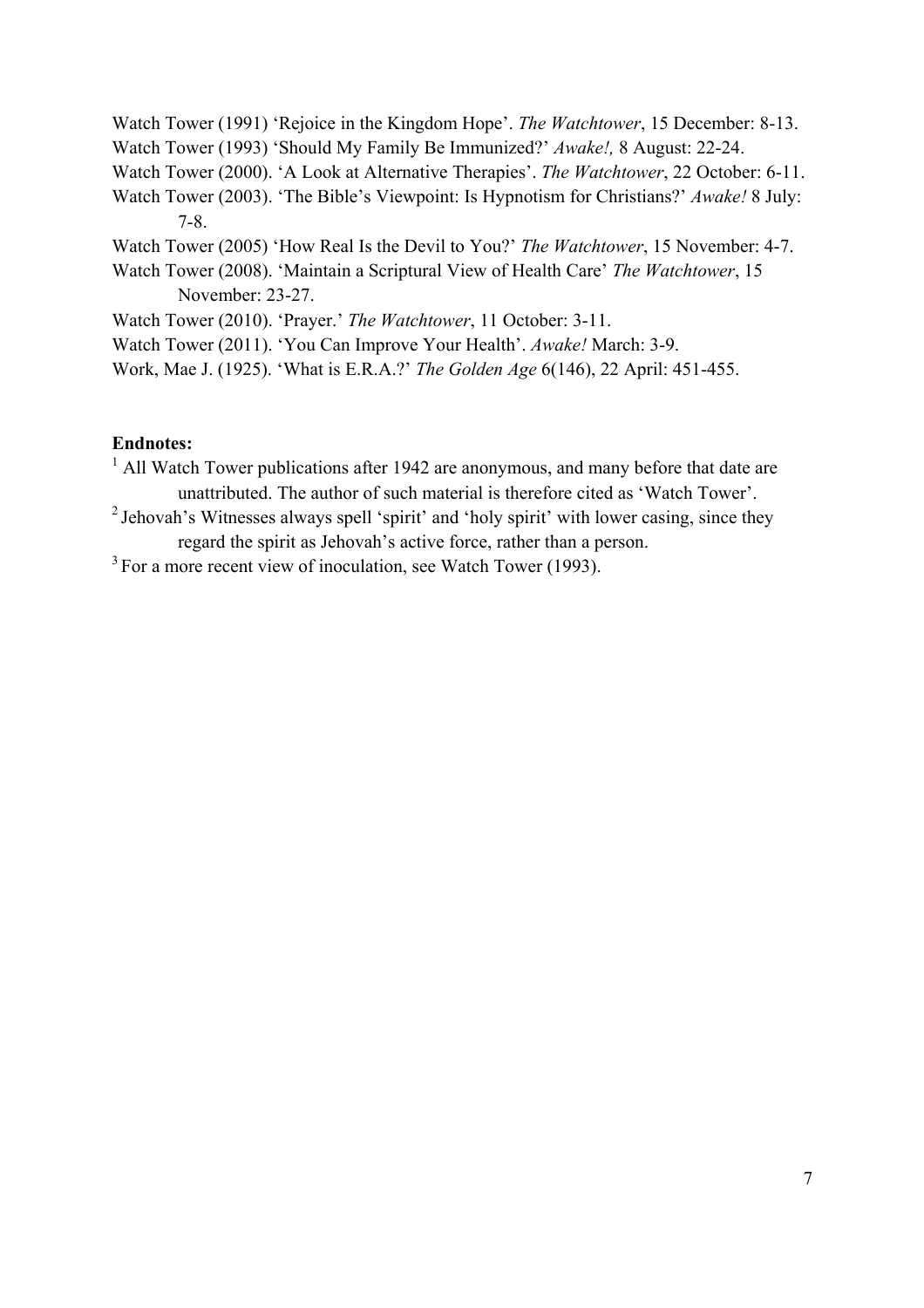Watch Tower (1991) 'Rejoice in the Kingdom Hope'. *The Watchtower*, 15 December: 8-13.

Watch Tower (1993) 'Should My Family Be Immunized?' *Awake!,* 8 August: 22-24.

Watch Tower (2000). 'A Look at Alternative Therapies'. *The Watchtower*, 22 October: 6-11.

Watch Tower (2003). 'The Bible's Viewpoint: Is Hypnotism for Christians?' *Awake!* 8 July: 7-8.

Watch Tower (2005) 'How Real Is the Devil to You?' *The Watchtower*, 15 November: 4-7.

Watch Tower (2008). 'Maintain a Scriptural View of Health Care' *The Watchtower*, 15 November: 23-27.

Watch Tower (2010). 'Prayer.' *The Watchtower*, 11 October: 3-11.

Watch Tower (2011). 'You Can Improve Your Health'. *Awake!* March: 3-9.

Work, Mae J. (1925). 'What is E.R.A.?' *The Golden Age* 6(146), 22 April: 451-455.

**Endnotes:**

[1] All Watch Tower publications after 1942 are anonymous, and many before that date are unattributed. The author of such material is therefore cited as 'Watch Tower'.

[2] Jehovah's Witnesses always spell 'spirit' and 'holy spirit' with lower casing, since they regard the spirit as Jehovah's active force, rather than a person.

[3] For a more recent view of inoculation, see Watch Tower (1993).